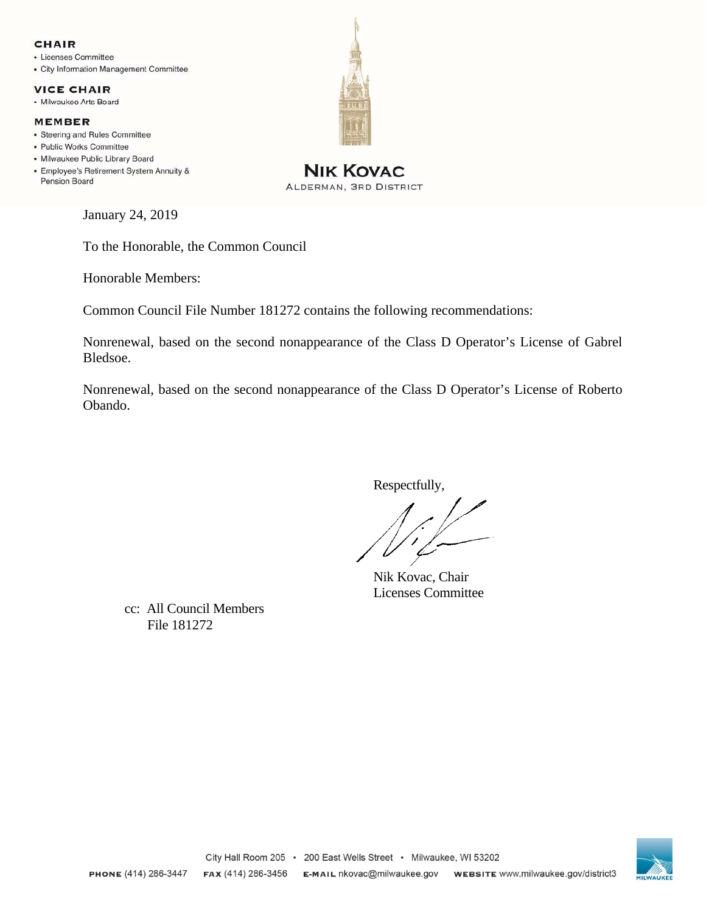**CHAIR**
- Licenses Committee
- City Information Management Committee

**VICE CHAIR**
- Milwaukee Arts Board

**MEMBER**
- Steering and Rules Committee
- Public Works Committee
- Milwaukee Public Library Board
- Employee's Retirement System Annuity & Pension Board

**NIK KOVAC**
ALDERMAN, 3RD DISTRICT

January 24, 2019

To the Honorable, the Common Council

Honorable Members:

Common Council File Number 181272 contains the following recommendations:

Nonrenewal, based on the second nonappearance of the Class D Operator's License of Gabrel Bledsoe.

Nonrenewal, based on the second nonappearance of the Class D Operator's License of Roberto Obando.

Respectfully,

Nik Kovac, Chair
Licenses Committee

cc: All Council Members
File 181272

City Hall Room 205 • 200 East Wells Street • Milwaukee, WI 53202

**PHONE** (414) 286-3447 **FAX** (414) 286-3456 **E-MAIL** nkovac@milwaukee.gov **WEBSITE** www.milwaukee.gov/district3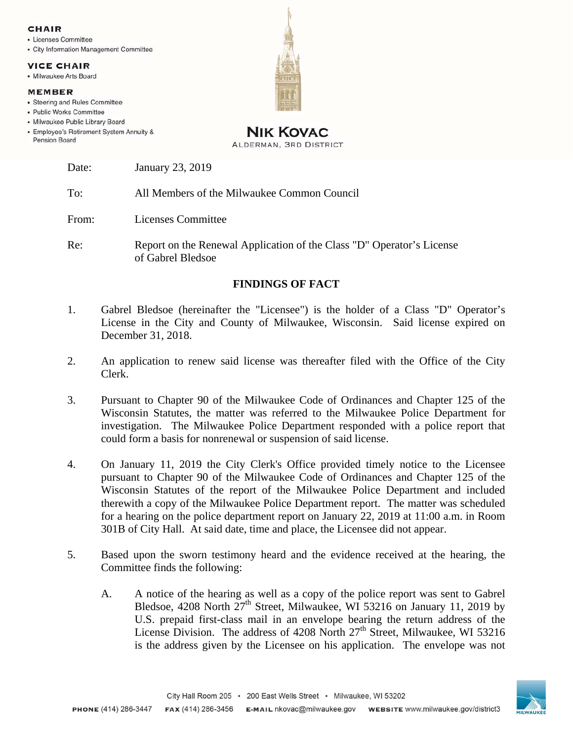**CHAIR**

- Licenses Committee
- City Information Management Committee

**VICE CHAIR**

- Milwaukee Arts Board

**MEMBER**

- Steering and Rules Committee
- Public Works Committee
- Milwaukee Public Library Board
- Employee's Retirement System Annuity & Pension Board

**NIK KOVAC**
ALDERMAN, 3RD DISTRICT

Date: January 23, 2019

To: All Members of the Milwaukee Common Council

From: Licenses Committee

Re: Report on the Renewal Application of the Class "D" Operator's License of Gabrel Bledsoe

## FINDINGS OF FACT

1. Gabrel Bledsoe (hereinafter the "Licensee") is the holder of a Class "D" Operator's License in the City and County of Milwaukee, Wisconsin. Said license expired on December 31, 2018.

2. An application to renew said license was thereafter filed with the Office of the City Clerk.

3. Pursuant to Chapter 90 of the Milwaukee Code of Ordinances and Chapter 125 of the Wisconsin Statutes, the matter was referred to the Milwaukee Police Department for investigation. The Milwaukee Police Department responded with a police report that could form a basis for nonrenewal or suspension of said license.

4. On January 11, 2019 the City Clerk's Office provided timely notice to the Licensee pursuant to Chapter 90 of the Milwaukee Code of Ordinances and Chapter 125 of the Wisconsin Statutes of the report of the Milwaukee Police Department and included therewith a copy of the Milwaukee Police Department report. The matter was scheduled for a hearing on the police department report on January 22, 2019 at 11:00 a.m. in Room 301B of City Hall. At said date, time and place, the Licensee did not appear.

5. Based upon the sworn testimony heard and the evidence received at the hearing, the Committee finds the following:

   A. A notice of the hearing as well as a copy of the police report was sent to Gabrel Bledsoe, 4208 North 27th Street, Milwaukee, WI 53216 on January 11, 2019 by U.S. prepaid first-class mail in an envelope bearing the return address of the License Division. The address of 4208 North 27th Street, Milwaukee, WI 53216 is the address given by the Licensee on his application. The envelope was not

City Hall Room 205 • 200 East Wells Street • Milwaukee, WI 53202

PHONE (414) 286-3447 FAX (414) 286-3456 E-MAIL nkovac@milwaukee.gov WEBSITE www.milwaukee.gov/district3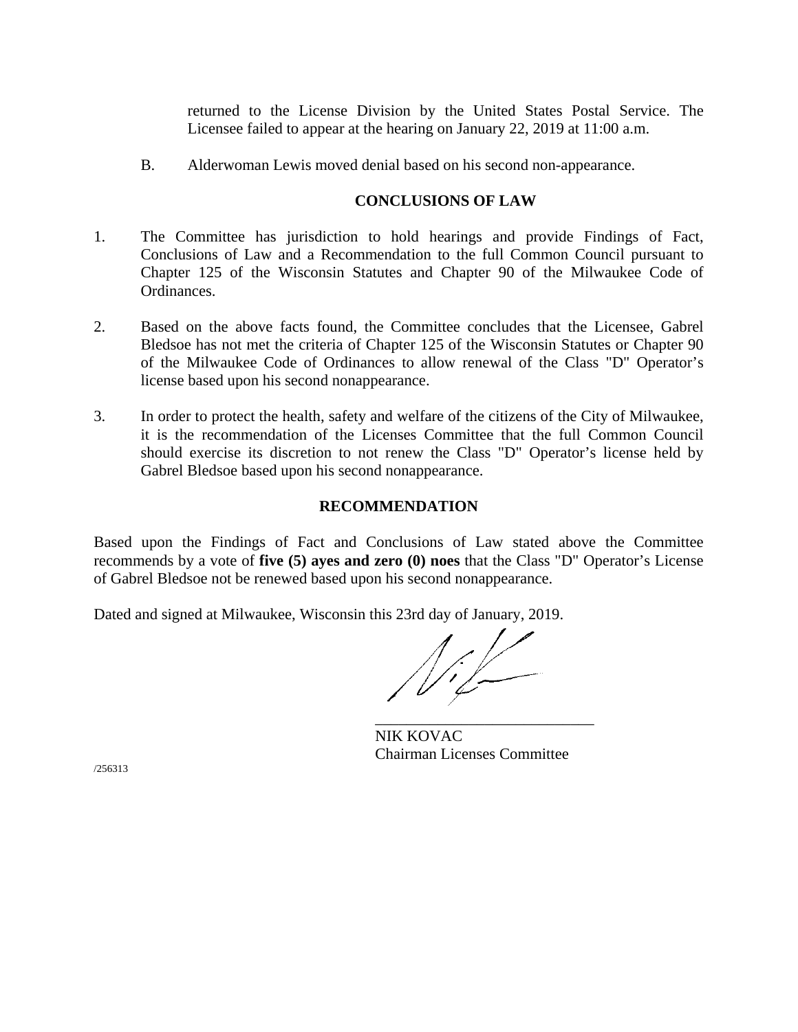returned to the License Division by the United States Postal Service. The Licensee failed to appear at the hearing on January 22, 2019 at 11:00 a.m.

B. Alderwoman Lewis moved denial based on his second non-appearance.

## CONCLUSIONS OF LAW

1. The Committee has jurisdiction to hold hearings and provide Findings of Fact, Conclusions of Law and a Recommendation to the full Common Council pursuant to Chapter 125 of the Wisconsin Statutes and Chapter 90 of the Milwaukee Code of Ordinances.

2. Based on the above facts found, the Committee concludes that the Licensee, Gabrel Bledsoe has not met the criteria of Chapter 125 of the Wisconsin Statutes or Chapter 90 of the Milwaukee Code of Ordinances to allow renewal of the Class "D" Operator's license based upon his second nonappearance.

3. In order to protect the health, safety and welfare of the citizens of the City of Milwaukee, it is the recommendation of the Licenses Committee that the full Common Council should exercise its discretion to not renew the Class "D" Operator's license held by Gabrel Bledsoe based upon his second nonappearance.

## RECOMMENDATION

Based upon the Findings of Fact and Conclusions of Law stated above the Committee recommends by a vote of **five (5) ayes and zero (0) noes** that the Class "D" Operator's License of Gabrel Bledsoe not be renewed based upon his second nonappearance.

Dated and signed at Milwaukee, Wisconsin this 23rd day of January, 2019.

_____________________________

NIK KOVAC
Chairman Licenses Committee

/256313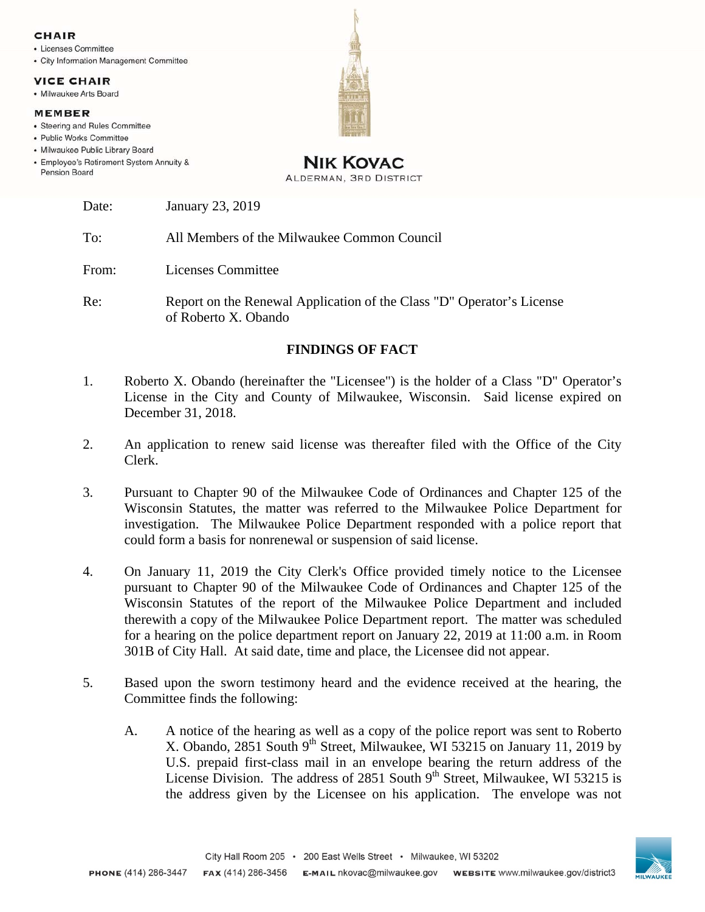CHAIR
- Licenses Committee
- City Information Management Committee

VICE CHAIR
- Milwaukee Arts Board

MEMBER
- Steering and Rules Committee
- Public Works Committee
- Milwaukee Public Library Board
- Employee's Retirement System Annuity & Pension Board

**NIK KOVAC**
ALDERMAN, 3RD DISTRICT

Date: January 23, 2019

To: All Members of the Milwaukee Common Council

From: Licenses Committee

Re: Report on the Renewal Application of the Class "D" Operator's License of Roberto X. Obando

## FINDINGS OF FACT

1. Roberto X. Obando (hereinafter the "Licensee") is the holder of a Class "D" Operator's License in the City and County of Milwaukee, Wisconsin. Said license expired on December 31, 2018.

2. An application to renew said license was thereafter filed with the Office of the City Clerk.

3. Pursuant to Chapter 90 of the Milwaukee Code of Ordinances and Chapter 125 of the Wisconsin Statutes, the matter was referred to the Milwaukee Police Department for investigation. The Milwaukee Police Department responded with a police report that could form a basis for nonrenewal or suspension of said license.

4. On January 11, 2019 the City Clerk's Office provided timely notice to the Licensee pursuant to Chapter 90 of the Milwaukee Code of Ordinances and Chapter 125 of the Wisconsin Statutes of the report of the Milwaukee Police Department and included therewith a copy of the Milwaukee Police Department report. The matter was scheduled for a hearing on the police department report on January 22, 2019 at 11:00 a.m. in Room 301B of City Hall. At said date, time and place, the Licensee did not appear.

5. Based upon the sworn testimony heard and the evidence received at the hearing, the Committee finds the following:

   A. A notice of the hearing as well as a copy of the police report was sent to Roberto X. Obando, 2851 South 9th Street, Milwaukee, WI 53215 on January 11, 2019 by U.S. prepaid first-class mail in an envelope bearing the return address of the License Division. The address of 2851 South 9th Street, Milwaukee, WI 53215 is the address given by the Licensee on his application. The envelope was not

City Hall Room 205 • 200 East Wells Street • Milwaukee, WI 53202

PHONE (414) 286-3447 FAX (414) 286-3456 E-MAIL nkovac@milwaukee.gov WEBSITE www.milwaukee.gov/district3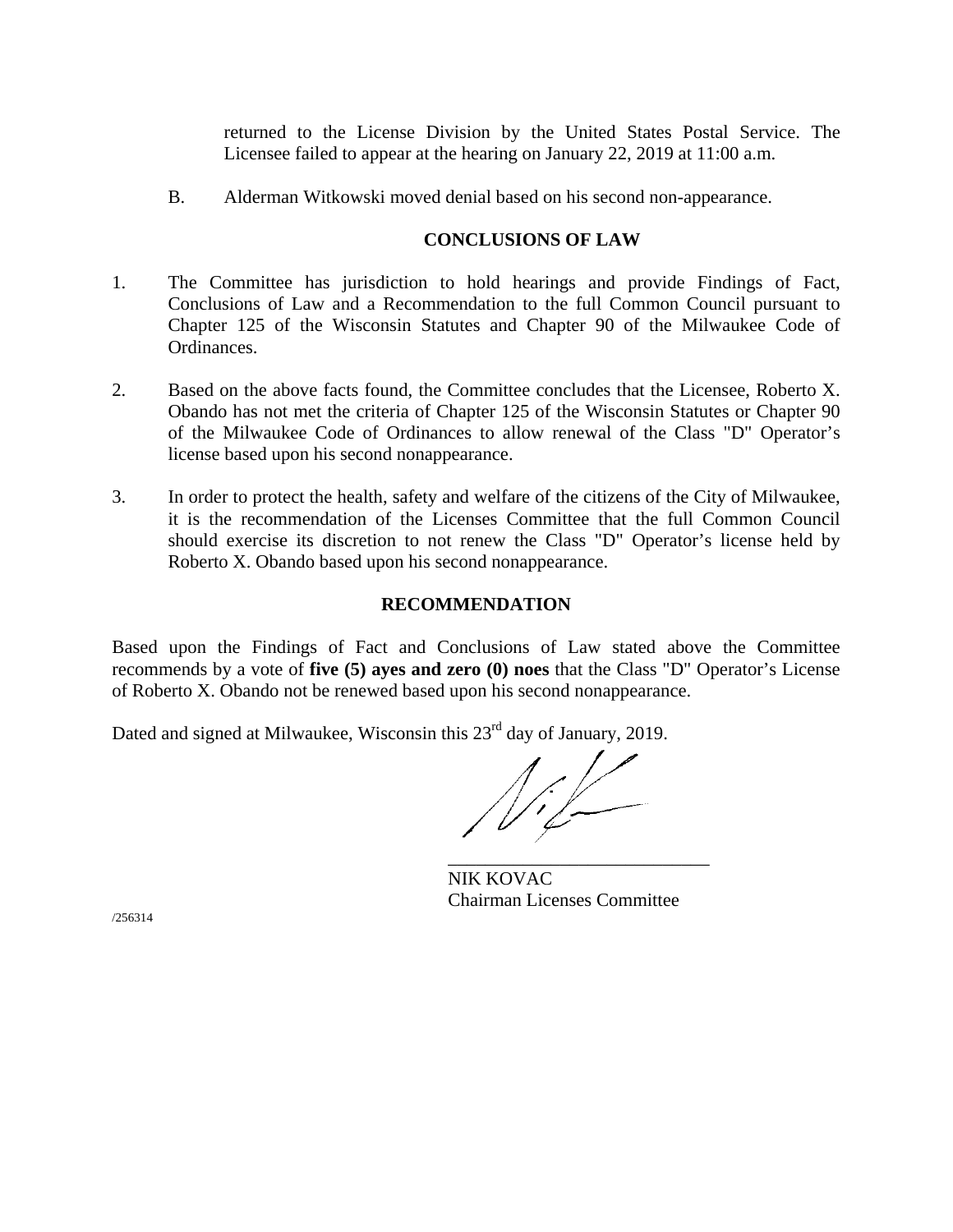returned to the License Division by the United States Postal Service. The Licensee failed to appear at the hearing on January 22, 2019 at 11:00 a.m.

B. Alderman Witkowski moved denial based on his second non-appearance.

## CONCLUSIONS OF LAW

1. The Committee has jurisdiction to hold hearings and provide Findings of Fact, Conclusions of Law and a Recommendation to the full Common Council pursuant to Chapter 125 of the Wisconsin Statutes and Chapter 90 of the Milwaukee Code of Ordinances.

2. Based on the above facts found, the Committee concludes that the Licensee, Roberto X. Obando has not met the criteria of Chapter 125 of the Wisconsin Statutes or Chapter 90 of the Milwaukee Code of Ordinances to allow renewal of the Class "D" Operator's license based upon his second nonappearance.

3. In order to protect the health, safety and welfare of the citizens of the City of Milwaukee, it is the recommendation of the Licenses Committee that the full Common Council should exercise its discretion to not renew the Class "D" Operator's license held by Roberto X. Obando based upon his second nonappearance.

## RECOMMENDATION

Based upon the Findings of Fact and Conclusions of Law stated above the Committee recommends by a vote of **five (5) ayes and zero (0) noes** that the Class "D" Operator's License of Roberto X. Obando not be renewed based upon his second nonappearance.

Dated and signed at Milwaukee, Wisconsin this 23rd day of January, 2019.

_____________________________
NIK KOVAC
Chairman Licenses Committee

/256314